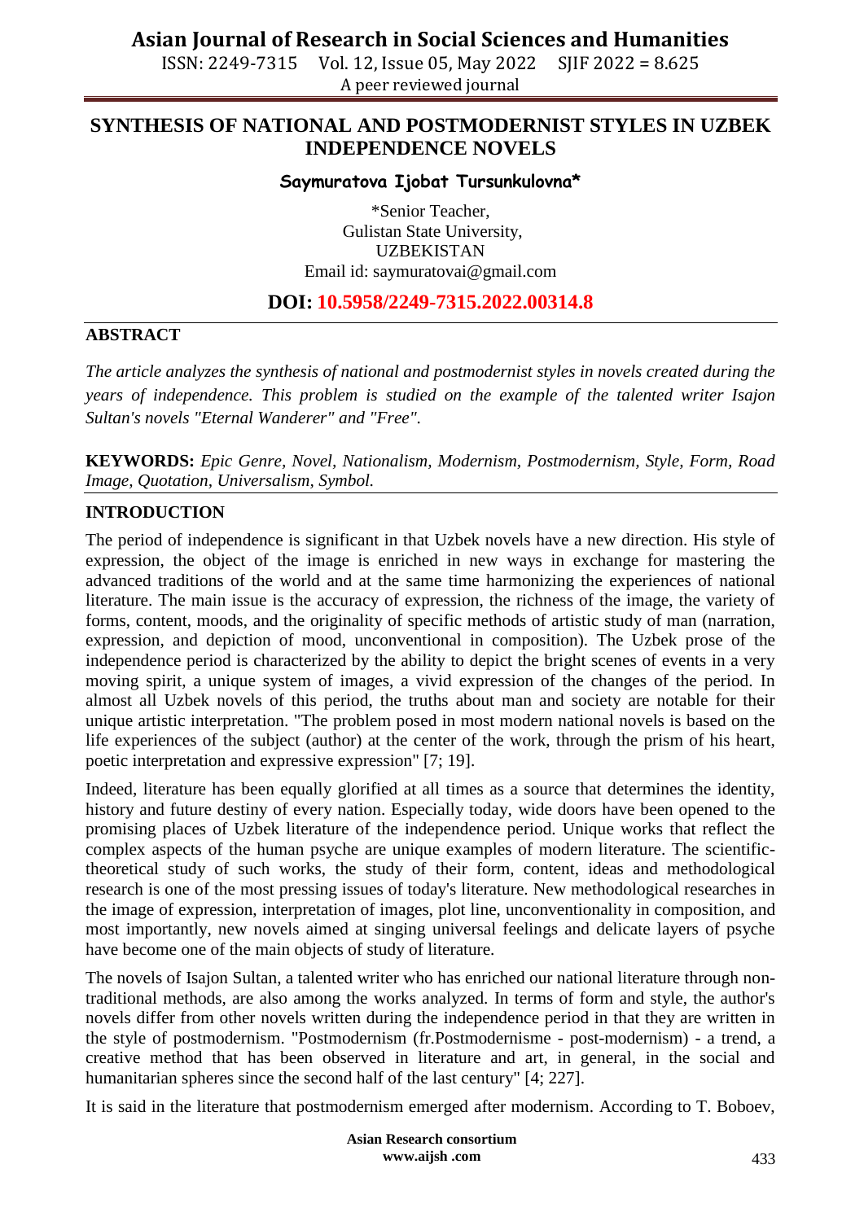# SYNTHESIS OF NATIONAL AND POSTMODERNIST STYLES IN UZBEK INDEPENDENCE NOVELS

**Saymuratova Ijobat Tursunkulovna***

*Senior Teacher,
Gulistan State University,
UZBEKISTAN
Email id: saymuratovai@gmail.com

**DOI: 10.5958/2249-7315.2022.00314.8**

## ABSTRACT

*The article analyzes the synthesis of national and postmodernist styles in novels created during the years of independence. This problem is studied on the example of the talented writer Isajon Sultan's novels "Eternal Wanderer" and "Free".*

**KEYWORDS:** *Epic Genre, Novel, Nationalism, Modernism, Postmodernism, Style, Form, Road Image, Quotation, Universalism, Symbol.*

## INTRODUCTION

The period of independence is significant in that Uzbek novels have a new direction. His style of expression, the object of the image is enriched in new ways in exchange for mastering the advanced traditions of the world and at the same time harmonizing the experiences of national literature. The main issue is the accuracy of expression, the richness of the image, the variety of forms, content, moods, and the originality of specific methods of artistic study of man (narration, expression, and depiction of mood, unconventional in composition). The Uzbek prose of the independence period is characterized by the ability to depict the bright scenes of events in a very moving spirit, a unique system of images, a vivid expression of the changes of the period. In almost all Uzbek novels of this period, the truths about man and society are notable for their unique artistic interpretation. "The problem posed in most modern national novels is based on the life experiences of the subject (author) at the center of the work, through the prism of his heart, poetic interpretation and expressive expression" [7; 19].

Indeed, literature has been equally glorified at all times as a source that determines the identity, history and future destiny of every nation. Especially today, wide doors have been opened to the promising places of Uzbek literature of the independence period. Unique works that reflect the complex aspects of the human psyche are unique examples of modern literature. The scientific-theoretical study of such works, the study of their form, content, ideas and methodological research is one of the most pressing issues of today's literature. New methodological researches in the image of expression, interpretation of images, plot line, unconventionality in composition, and most importantly, new novels aimed at singing universal feelings and delicate layers of psyche have become one of the main objects of study of literature.

The novels of Isajon Sultan, a talented writer who has enriched our national literature through non-traditional methods, are also among the works analyzed. In terms of form and style, the author's novels differ from other novels written during the independence period in that they are written in the style of postmodernism. "Postmodernism (fr.Postmodernisme - post-modernism) - a trend, a creative method that has been observed in literature and art, in general, in the social and humanitarian spheres since the second half of the last century" [4; 227].

It is said in the literature that postmodernism emerged after modernism. According to T. Boboev,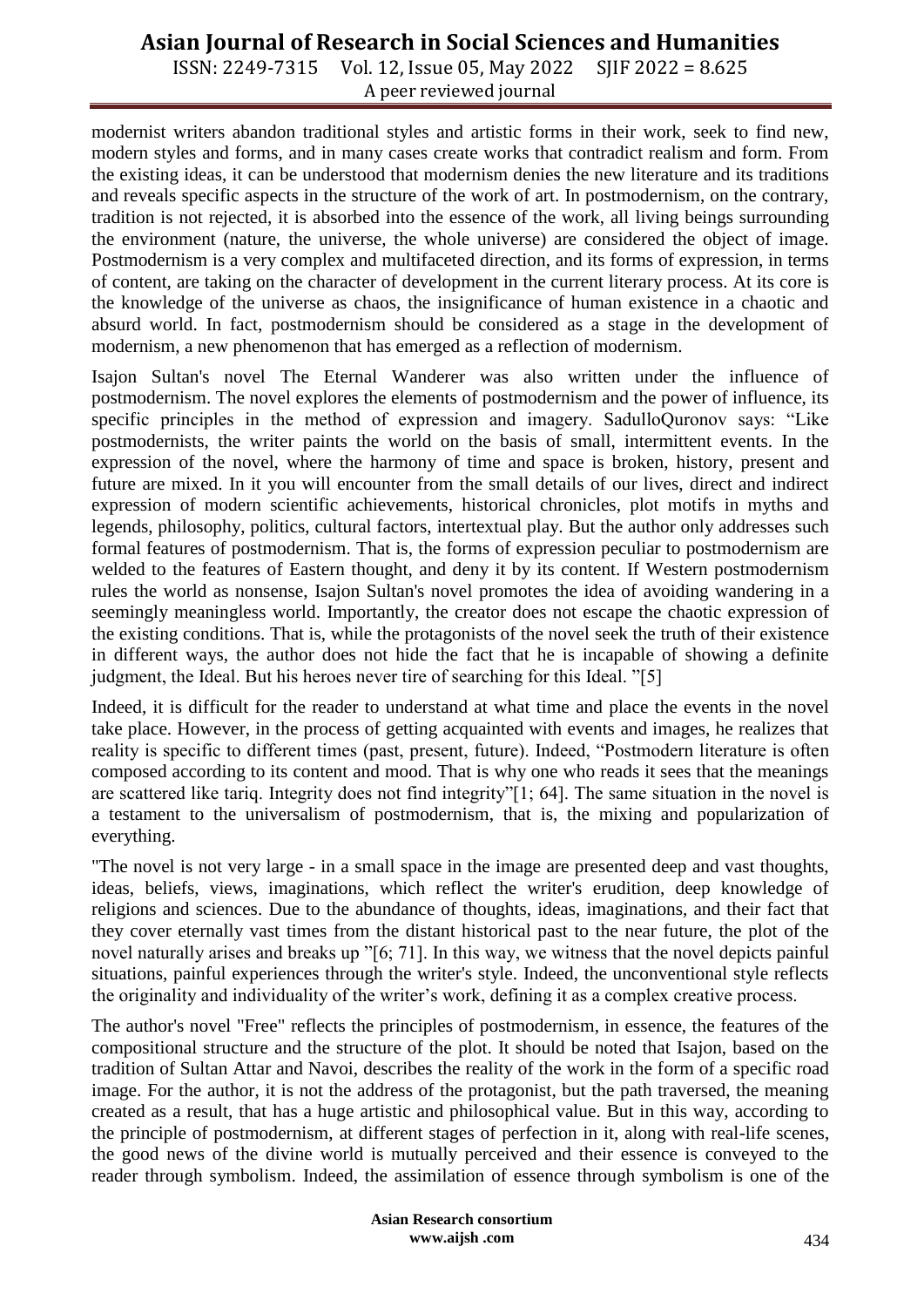modernist writers abandon traditional styles and artistic forms in their work, seek to find new, modern styles and forms, and in many cases create works that contradict realism and form. From the existing ideas, it can be understood that modernism denies the new literature and its traditions and reveals specific aspects in the structure of the work of art. In postmodernism, on the contrary, tradition is not rejected, it is absorbed into the essence of the work, all living beings surrounding the environment (nature, the universe, the whole universe) are considered the object of image. Postmodernism is a very complex and multifaceted direction, and its forms of expression, in terms of content, are taking on the character of development in the current literary process. At its core is the knowledge of the universe as chaos, the insignificance of human existence in a chaotic and absurd world. In fact, postmodernism should be considered as a stage in the development of modernism, a new phenomenon that has emerged as a reflection of modernism.

Isajon Sultan's novel The Eternal Wanderer was also written under the influence of postmodernism. The novel explores the elements of postmodernism and the power of influence, its specific principles in the method of expression and imagery. SadulloQuronov says: "Like postmodernists, the writer paints the world on the basis of small, intermittent events. In the expression of the novel, where the harmony of time and space is broken, history, present and future are mixed. In it you will encounter from the small details of our lives, direct and indirect expression of modern scientific achievements, historical chronicles, plot motifs in myths and legends, philosophy, politics, cultural factors, intertextual play. But the author only addresses such formal features of postmodernism. That is, the forms of expression peculiar to postmodernism are welded to the features of Eastern thought, and deny it by its content. If Western postmodernism rules the world as nonsense, Isajon Sultan's novel promotes the idea of avoiding wandering in a seemingly meaningless world. Importantly, the creator does not escape the chaotic expression of the existing conditions. That is, while the protagonists of the novel seek the truth of their existence in different ways, the author does not hide the fact that he is incapable of showing a definite judgment, the Ideal. But his heroes never tire of searching for this Ideal. "[5]

Indeed, it is difficult for the reader to understand at what time and place the events in the novel take place. However, in the process of getting acquainted with events and images, he realizes that reality is specific to different times (past, present, future). Indeed, "Postmodern literature is often composed according to its content and mood. That is why one who reads it sees that the meanings are scattered like tariq. Integrity does not find integrity"[1; 64]. The same situation in the novel is a testament to the universalism of postmodernism, that is, the mixing and popularization of everything.

"The novel is not very large - in a small space in the image are presented deep and vast thoughts, ideas, beliefs, views, imaginations, which reflect the writer's erudition, deep knowledge of religions and sciences. Due to the abundance of thoughts, ideas, imaginations, and their fact that they cover eternally vast times from the distant historical past to the near future, the plot of the novel naturally arises and breaks up "[6; 71]. In this way, we witness that the novel depicts painful situations, painful experiences through the writer's style. Indeed, the unconventional style reflects the originality and individuality of the writer's work, defining it as a complex creative process.

The author's novel "Free" reflects the principles of postmodernism, in essence, the features of the compositional structure and the structure of the plot. It should be noted that Isajon, based on the tradition of Sultan Attar and Navoi, describes the reality of the work in the form of a specific road image. For the author, it is not the address of the protagonist, but the path traversed, the meaning created as a result, that has a huge artistic and philosophical value. But in this way, according to the principle of postmodernism, at different stages of perfection in it, along with real-life scenes, the good news of the divine world is mutually perceived and their essence is conveyed to the reader through symbolism. Indeed, the assimilation of essence through symbolism is one of the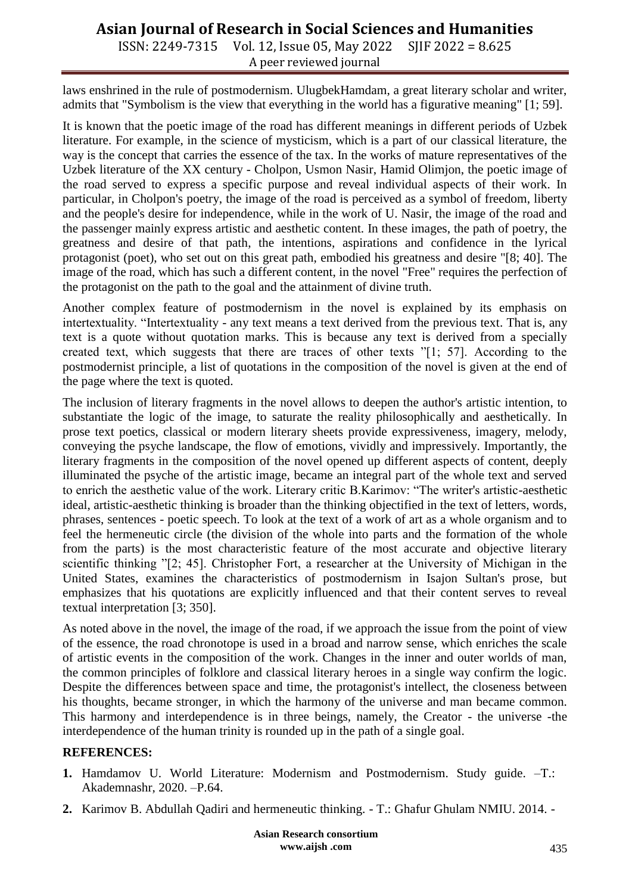laws enshrined in the rule of postmodernism. UlugbekHamdam, a great literary scholar and writer, admits that "Symbolism is the view that everything in the world has a figurative meaning" [1; 59].

It is known that the poetic image of the road has different meanings in different periods of Uzbek literature. For example, in the science of mysticism, which is a part of our classical literature, the way is the concept that carries the essence of the tax. In the works of mature representatives of the Uzbek literature of the XX century - Cholpon, Usmon Nasir, Hamid Olimjon, the poetic image of the road served to express a specific purpose and reveal individual aspects of their work. In particular, in Cholpon's poetry, the image of the road is perceived as a symbol of freedom, liberty and the people's desire for independence, while in the work of U. Nasir, the image of the road and the passenger mainly express artistic and aesthetic content. In these images, the path of poetry, the greatness and desire of that path, the intentions, aspirations and confidence in the lyrical protagonist (poet), who set out on this great path, embodied his greatness and desire "[8; 40]. The image of the road, which has such a different content, in the novel "Free" requires the perfection of the protagonist on the path to the goal and the attainment of divine truth.

Another complex feature of postmodernism in the novel is explained by its emphasis on intertextuality. "Intertextuality - any text means a text derived from the previous text. That is, any text is a quote without quotation marks. This is because any text is derived from a specially created text, which suggests that there are traces of other texts "[1; 57]. According to the postmodernist principle, a list of quotations in the composition of the novel is given at the end of the page where the text is quoted.

The inclusion of literary fragments in the novel allows to deepen the author's artistic intention, to substantiate the logic of the image, to saturate the reality philosophically and aesthetically. In prose text poetics, classical or modern literary sheets provide expressiveness, imagery, melody, conveying the psyche landscape, the flow of emotions, vividly and impressively. Importantly, the literary fragments in the composition of the novel opened up different aspects of content, deeply illuminated the psyche of the artistic image, became an integral part of the whole text and served to enrich the aesthetic value of the work. Literary critic B.Karimov: "The writer's artistic-aesthetic ideal, artistic-aesthetic thinking is broader than the thinking objectified in the text of letters, words, phrases, sentences - poetic speech. To look at the text of a work of art as a whole organism and to feel the hermeneutic circle (the division of the whole into parts and the formation of the whole from the parts) is the most characteristic feature of the most accurate and objective literary scientific thinking "[2; 45]. Christopher Fort, a researcher at the University of Michigan in the United States, examines the characteristics of postmodernism in Isajon Sultan's prose, but emphasizes that his quotations are explicitly influenced and that their content serves to reveal textual interpretation [3; 350].

As noted above in the novel, the image of the road, if we approach the issue from the point of view of the essence, the road chronotope is used in a broad and narrow sense, which enriches the scale of artistic events in the composition of the work. Changes in the inner and outer worlds of man, the common principles of folklore and classical literary heroes in a single way confirm the logic. Despite the differences between space and time, the protagonist's intellect, the closeness between his thoughts, became stronger, in which the harmony of the universe and man became common. This harmony and interdependence is in three beings, namely, the Creator - the universe -the interdependence of the human trinity is rounded up in the path of a single goal.

## REFERENCES:

1. Hamdamov U. World Literature: Modernism and Postmodernism. Study guide. –T.: Akademnashr, 2020. –P.64.
2. Karimov B. Abdullah Qadiri and hermeneutic thinking. - T.: Ghafur Ghulam NMIU. 2014. -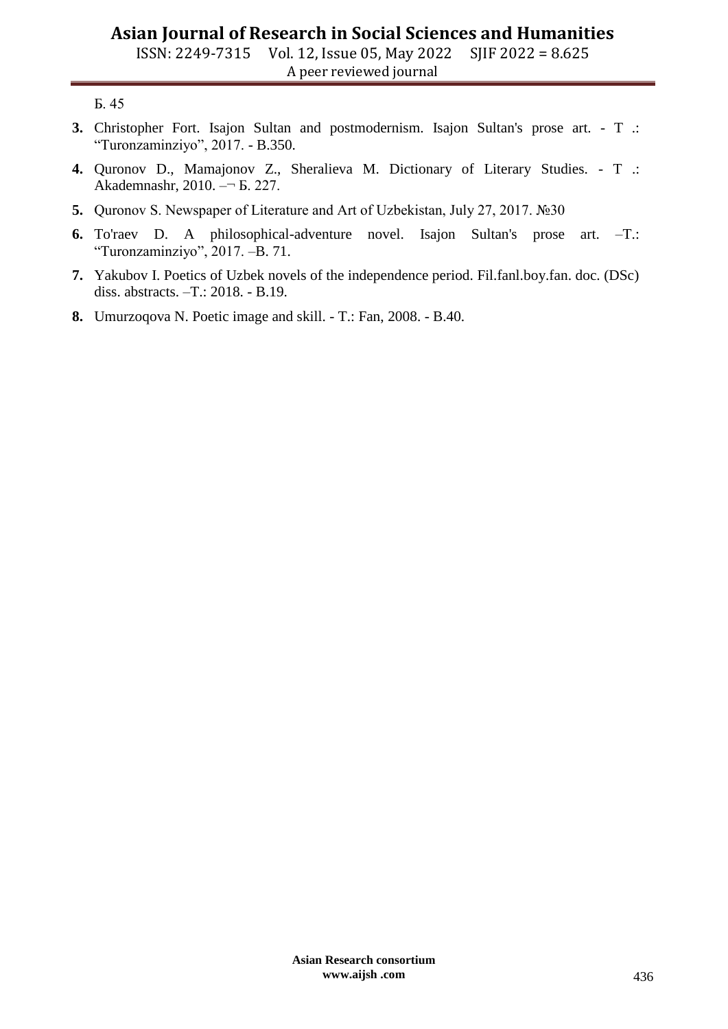Б. 45

3. Christopher Fort. Isajon Sultan and postmodernism. Isajon Sultan's prose art. - T .: “Turonzaminziyo”, 2017. - B.350.
4. Quronov D., Mamajonov Z., Sheralieva M. Dictionary of Literary Studies. - T .: Akademnashr, 2010. –¬ Б. 227.
5. Quronov S. Newspaper of Literature and Art of Uzbekistan, July 27, 2017. №30
6. To'raev D. A philosophical-adventure novel. Isajon Sultan's prose art. –T.: “Turonzaminziyo”, 2017. –B. 71.
7. Yakubov I. Poetics of Uzbek novels of the independence period. Fil.fanl.boy.fan. doc. (DSc) diss. abstracts. –T.: 2018. - B.19.
8. Umurzoqova N. Poetic image and skill. - T.: Fan, 2008. - B.40.